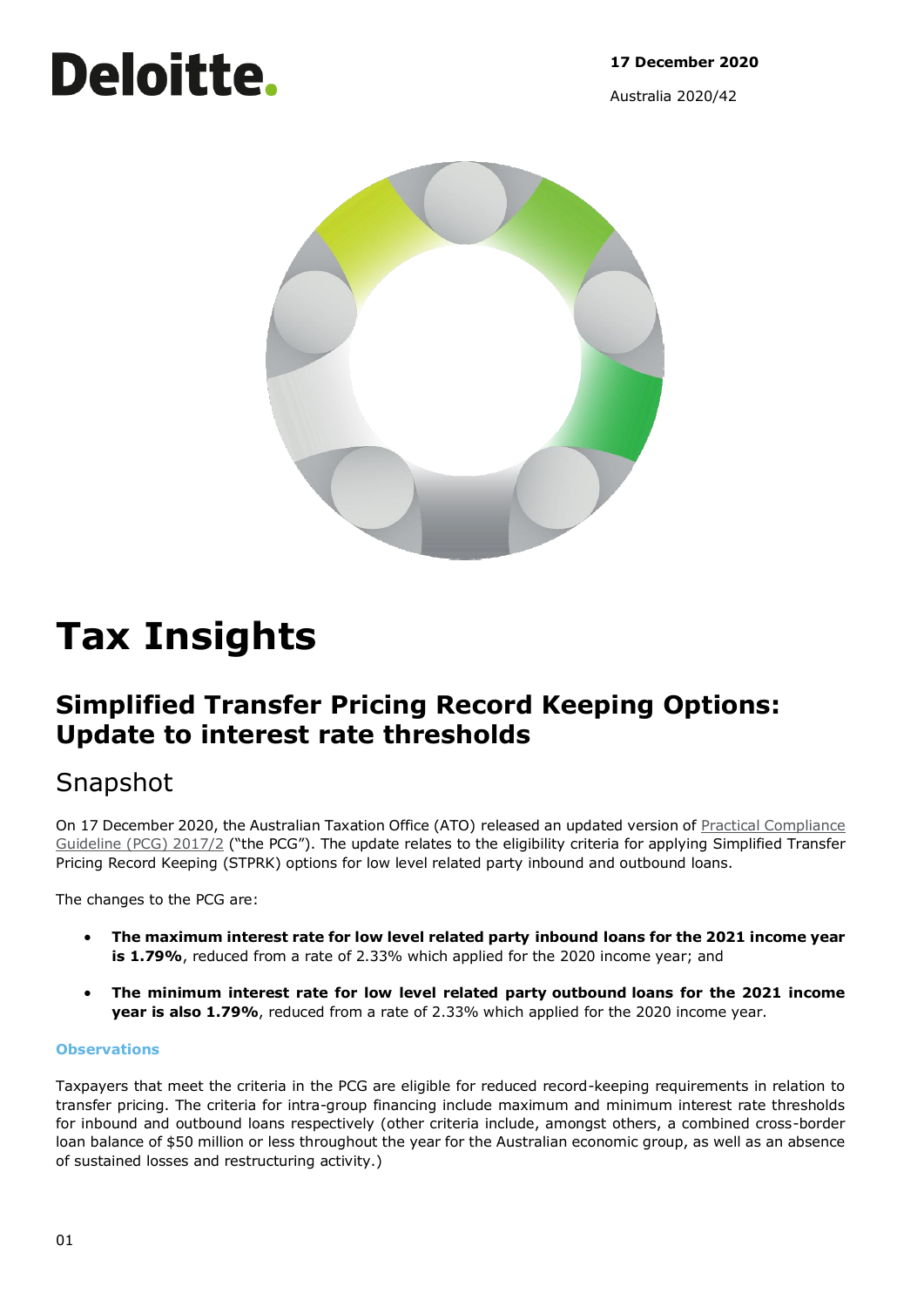Deloitte.

**17 December 2020**

Australia 2020/42

# Tax Insights

## Simplified Transfer Pricing Record Keeping Options: Update to interest rate thresholds

## Snapshot

On 17 December 2020, the Australian Taxation Office (ATO) released an updated version of Practical Compliance Guideline (PCG) 2017/2 ("the PCG"). The update relates to the eligibility criteria for applying Simplified Transfer Pricing Record Keeping (STPRK) options for low level related party inbound and outbound loans.

The changes to the PCG are:

- **The maximum interest rate for low level related party inbound loans for the 2021 income year is 1.79%**, reduced from a rate of 2.33% which applied for the 2020 income year; and
- **The minimum interest rate for low level related party outbound loans for the 2021 income year is also 1.79%**, reduced from a rate of 2.33% which applied for the 2020 income year.

#### Observations

Taxpayers that meet the criteria in the PCG are eligible for reduced record-keeping requirements in relation to transfer pricing. The criteria for intra-group financing include maximum and minimum interest rate thresholds for inbound and outbound loans respectively (other criteria include, amongst others, a combined cross-border loan balance of $50 million or less throughout the year for the Australian economic group, as well as an absence of sustained losses and restructuring activity.)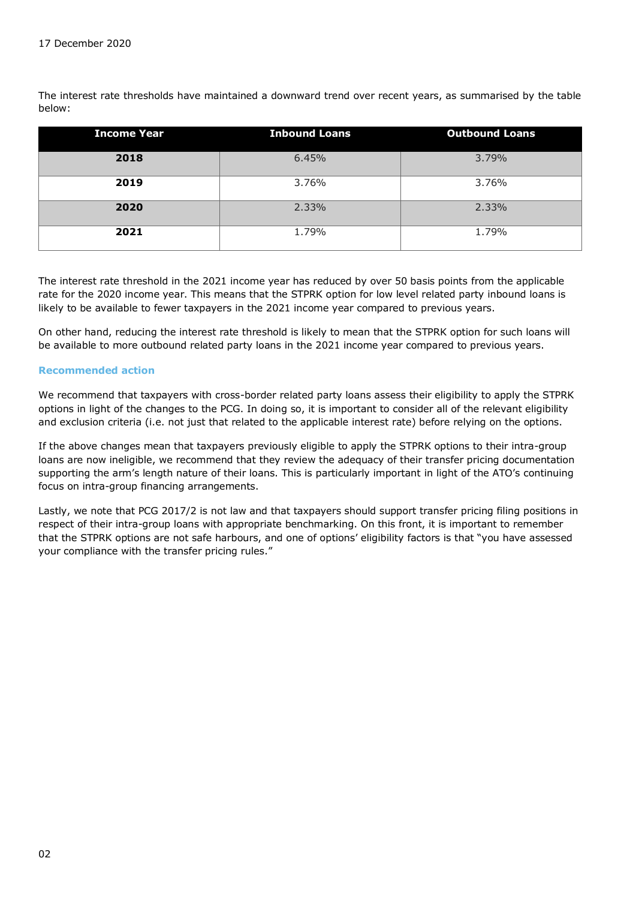17 December 2020

The interest rate thresholds have maintained a downward trend over recent years, as summarised by the table below:

| Income Year | Inbound Loans | Outbound Loans |
| --- | --- | --- |
| **2018** | 6.45% | 3.79% |
| **2019** | 3.76% | 3.76% |
| **2020** | 2.33% | 2.33% |
| **2021** | 1.79% | 1.79% |

The interest rate threshold in the 2021 income year has reduced by over 50 basis points from the applicable rate for the 2020 income year. This means that the STPRK option for low level related party inbound loans is likely to be available to fewer taxpayers in the 2021 income year compared to previous years.

On other hand, reducing the interest rate threshold is likely to mean that the STPRK option for such loans will be available to more outbound related party loans in the 2021 income year compared to previous years.

### Recommended action

We recommend that taxpayers with cross-border related party loans assess their eligibility to apply the STPRK options in light of the changes to the PCG. In doing so, it is important to consider all of the relevant eligibility and exclusion criteria (i.e. not just that related to the applicable interest rate) before relying on the options.

If the above changes mean that taxpayers previously eligible to apply the STPRK options to their intra-group loans are now ineligible, we recommend that they review the adequacy of their transfer pricing documentation supporting the arm's length nature of their loans. This is particularly important in light of the ATO's continuing focus on intra-group financing arrangements.

Lastly, we note that PCG 2017/2 is not law and that taxpayers should support transfer pricing filing positions in respect of their intra-group loans with appropriate benchmarking. On this front, it is important to remember that the STPRK options are not safe harbours, and one of options' eligibility factors is that "you have assessed your compliance with the transfer pricing rules."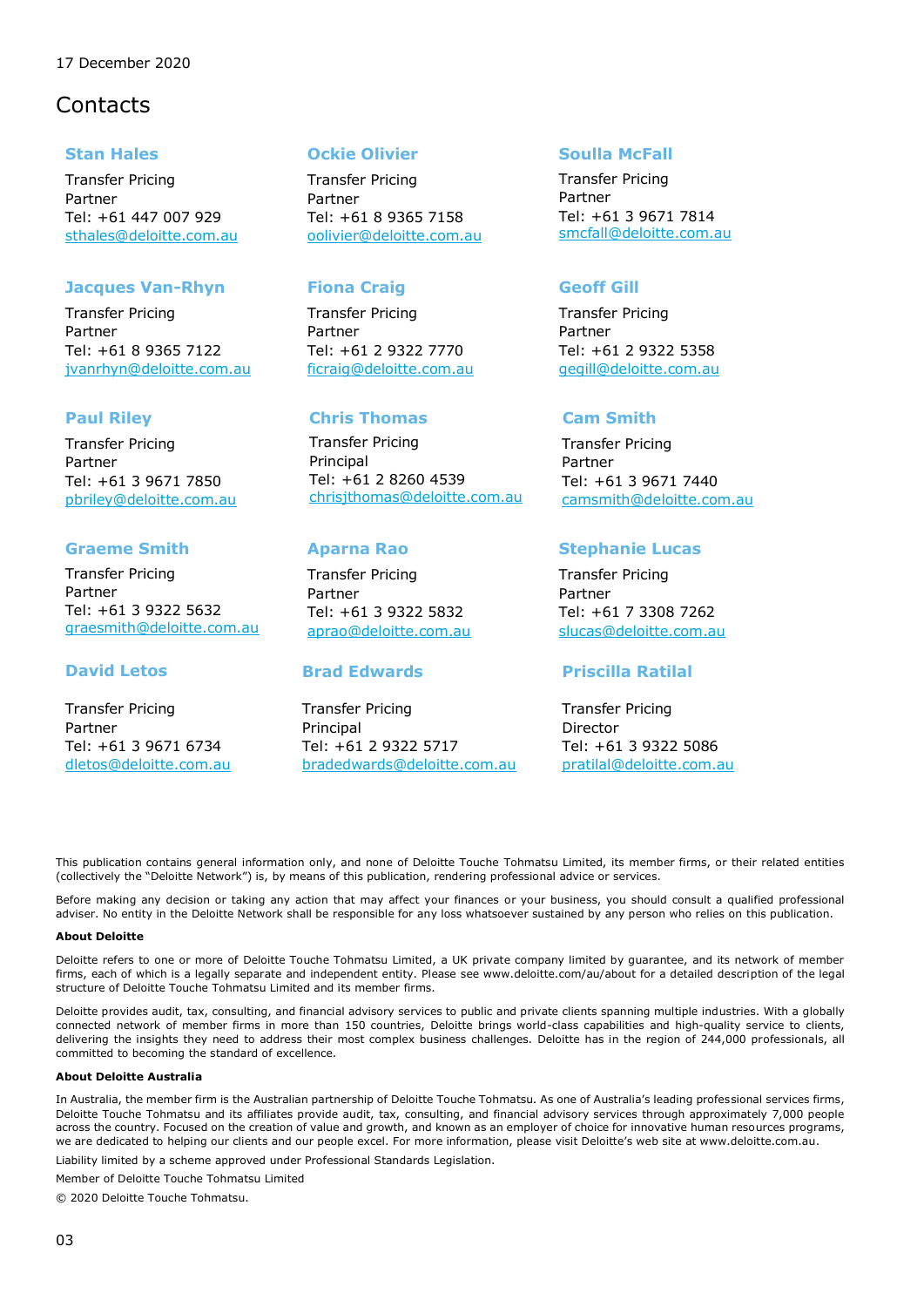17 December 2020

# Contacts

**Stan Hales**
Transfer Pricing
Partner
Tel: +61 447 007 929
sthales@deloitte.com.au

**Ockie Olivier**
Transfer Pricing
Partner
Tel: +61 8 9365 7158
oolivier@deloitte.com.au

**Soulla McFall**
Transfer Pricing
Partner
Tel: +61 3 9671 7814
smcfall@deloitte.com.au

**Jacques Van-Rhyn**
Transfer Pricing
Partner
Tel: +61 8 9365 7122
jvanrhyn@deloitte.com.au

**Fiona Craig**
Transfer Pricing
Partner
Tel: +61 2 9322 7770
ficraig@deloitte.com.au

**Geoff Gill**
Transfer Pricing
Partner
Tel: +61 2 9322 5358
gegill@deloitte.com.au

**Paul Riley**
Transfer Pricing
Partner
Tel: +61 3 9671 7850
pbriley@deloitte.com.au

**Chris Thomas**
Transfer Pricing
Principal
Tel: +61 2 8260 4539
chrisjthomas@deloitte.com.au

**Cam Smith**
Transfer Pricing
Partner
Tel: +61 3 9671 7440
camsmith@deloitte.com.au

**Graeme Smith**
Transfer Pricing
Partner
Tel: +61 3 9322 5632
graesmith@deloitte.com.au

**Aparna Rao**
Transfer Pricing
Partner
Tel: +61 3 9322 5832
aprao@deloitte.com.au

**Stephanie Lucas**
Transfer Pricing
Partner
Tel: +61 7 3308 7262
slucas@deloitte.com.au

**David Letos**
Transfer Pricing
Partner
Tel: +61 3 9671 6734
dletos@deloitte.com.au

**Brad Edwards**
Transfer Pricing
Principal
Tel: +61 2 9322 5717
bradedwards@deloitte.com.au

**Priscilla Ratilal**
Transfer Pricing
Director
Tel: +61 3 9322 5086
pratilal@deloitte.com.au

This publication contains general information only, and none of Deloitte Touche Tohmatsu Limited, its member firms, or their related entities (collectively the "Deloitte Network") is, by means of this publication, rendering professional advice or services.

Before making any decision or taking any action that may affect your finances or your business, you should consult a qualified professional adviser. No entity in the Deloitte Network shall be responsible for any loss whatsoever sustained by any person who relies on this publication.

**About Deloitte**

Deloitte refers to one or more of Deloitte Touche Tohmatsu Limited, a UK private company limited by guarantee, and its network of member firms, each of which is a legally separate and independent entity. Please see www.deloitte.com/au/about for a detailed description of the legal structure of Deloitte Touche Tohmatsu Limited and its member firms.

Deloitte provides audit, tax, consulting, and financial advisory services to public and private clients spanning multiple industries. With a globally connected network of member firms in more than 150 countries, Deloitte brings world-class capabilities and high-quality service to clients, delivering the insights they need to address their most complex business challenges. Deloitte has in the region of 244,000 professionals, all committed to becoming the standard of excellence.

**About Deloitte Australia**

In Australia, the member firm is the Australian partnership of Deloitte Touche Tohmatsu. As one of Australia's leading professional services firms, Deloitte Touche Tohmatsu and its affiliates provide audit, tax, consulting, and financial advisory services through approximately 7,000 people across the country. Focused on the creation of value and growth, and known as an employer of choice for innovative human resources programs, we are dedicated to helping our clients and our people excel. For more information, please visit Deloitte's web site at www.deloitte.com.au.

Liability limited by a scheme approved under Professional Standards Legislation.

Member of Deloitte Touche Tohmatsu Limited

© 2020 Deloitte Touche Tohmatsu.